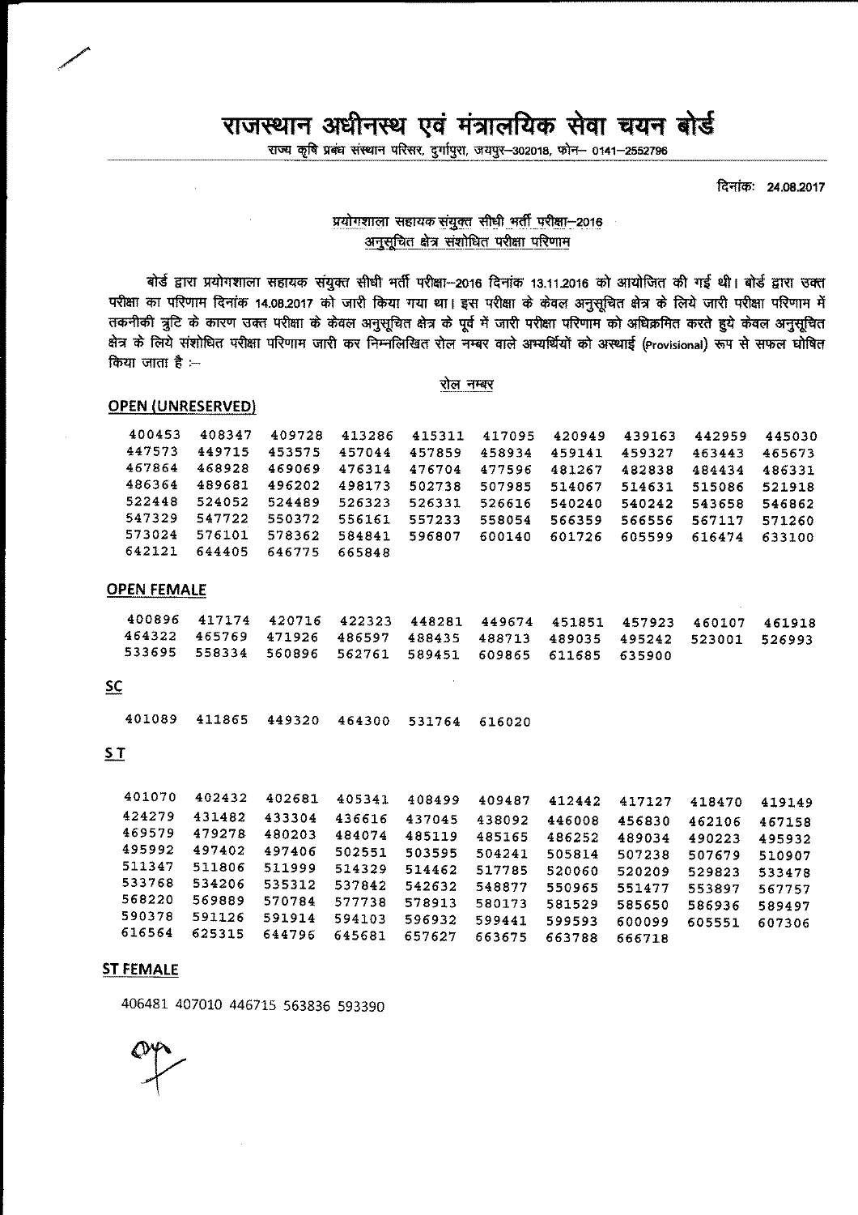# राजस्थान अधीनस्थ एवं मंत्रालयिक सेवा चयन बोर्ड

राज्य कृषि प्रबंध संस्थान परिसर, दुर्गापुरा, जयपुर–302018, फोन– 0141–2552796

दिनांक: 24.08.2017

प्रयोगशाला सहायक संयुक्त सीधी भर्ती परीक्षा–2016
अनुसूचित क्षेत्र संशोधित परीक्षा परिणाम

बोर्ड द्वारा प्रयोगशाला सहायक संयुक्त सीधी भर्ती परीक्षा–2016 दिनांक 13.11.2016 को आयोजित की गई थी। बोर्ड द्वारा उक्त परीक्षा का परिणाम दिनांक 14.08.2017 को जारी किया गया था। इस परीक्षा के केवल अनुसूचित क्षेत्र के लिये जारी परीक्षा परिणाम में तकनीकी त्रुटि के कारण उक्त परीक्षा के केवल अनुसूचित क्षेत्र के पूर्व में जारी परीक्षा परिणाम को अधिक्रमित करते हुये केवल अनुसूचित क्षेत्र के लिये संशोधित परीक्षा परिणाम जारी कर निम्नलिखित रोल नम्बर वाले अभ्यर्थियों को अस्थाई (Provisional) रूप से सफल घोषित किया जाता है :–

रोल नम्बर

**OPEN (UNRESERVED)**

| | | | | | | | | | |
|---|---|---|---|---|---|---|---|---|---|
| 400453 | 408347 | 409728 | 413286 | 415311 | 417095 | 420949 | 439163 | 442959 | 445030 |
| 447573 | 449715 | 453575 | 457044 | 457859 | 458934 | 459141 | 459327 | 463443 | 465673 |
| 467864 | 468928 | 469069 | 476314 | 476704 | 477596 | 481267 | 482838 | 484434 | 486331 |
| 486364 | 489681 | 496202 | 498173 | 502738 | 507985 | 514067 | 514631 | 515086 | 521918 |
| 522448 | 524052 | 524489 | 526323 | 526331 | 526616 | 540240 | 540242 | 543658 | 546862 |
| 547329 | 547722 | 550372 | 556161 | 557233 | 558054 | 566359 | 566556 | 567117 | 571260 |
| 573024 | 576101 | 578362 | 584841 | 596807 | 600140 | 601726 | 605599 | 616474 | 633100 |
| 642121 | 644405 | 646775 | 665848 | | | | | | |

**OPEN FEMALE**

| | | | | | | | | | |
|---|---|---|---|---|---|---|---|---|---|
| 400896 | 417174 | 420716 | 422323 | 448281 | 449674 | 451851 | 457923 | 460107 | 461918 |
| 464322 | 465769 | 471926 | 486597 | 488435 | 488713 | 489035 | 495242 | 523001 | 526993 |
| 533695 | 558334 | 560896 | 562761 | 589451 | 609865 | 611685 | 635900 | | |

**SC**

| | | | | | |
|---|---|---|---|---|---|
| 401089 | 411865 | 449320 | 464300 | 531764 | 616020 |

**S T**

| | | | | | | | | | |
|---|---|---|---|---|---|---|---|---|---|
| 401070 | 402432 | 402681 | 405341 | 408499 | 409487 | 412442 | 417127 | 418470 | 419149 |
| 424279 | 431482 | 433304 | 436616 | 437045 | 438092 | 446008 | 456830 | 462106 | 467158 |
| 469579 | 479278 | 480203 | 484074 | 485119 | 485165 | 486252 | 489034 | 490223 | 495932 |
| 495992 | 497402 | 497406 | 502551 | 503595 | 504241 | 505814 | 507238 | 507679 | 510907 |
| 511347 | 511806 | 511999 | 514329 | 514462 | 517785 | 520060 | 520209 | 529823 | 533478 |
| 533768 | 534206 | 535312 | 537842 | 542632 | 548877 | 550965 | 551477 | 553897 | 567757 |
| 568220 | 569889 | 570784 | 577738 | 578913 | 580173 | 581529 | 585650 | 586936 | 589497 |
| 590378 | 591126 | 591914 | 594103 | 596932 | 599441 | 599593 | 600099 | 605551 | 607306 |
| 616564 | 625315 | 644796 | 645681 | 657627 | 663675 | 663788 | 666718 | | |

**ST FEMALE**

406481 407010 446715 563836 593390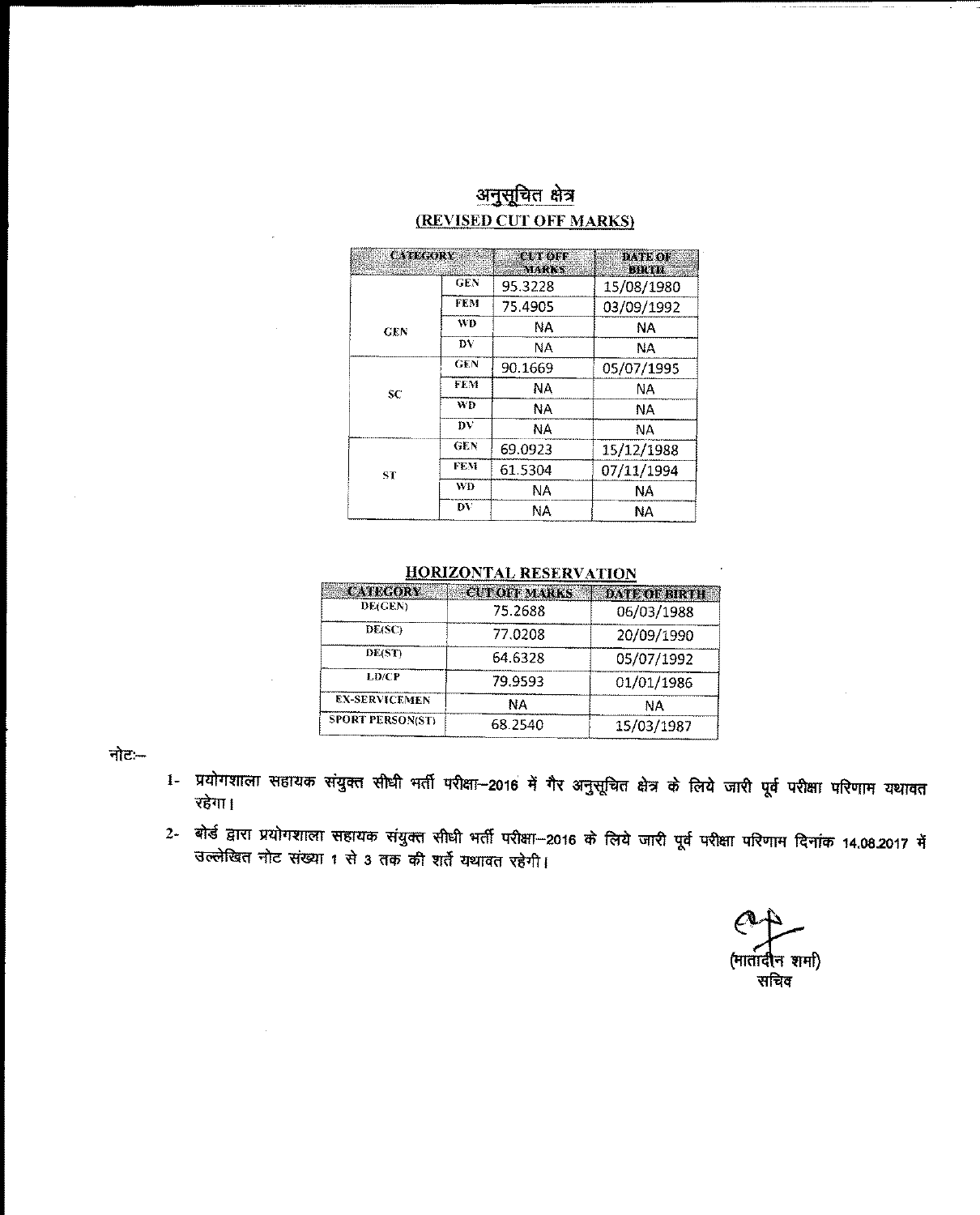## अनुसूचित क्षेत्र

**(REVISED CUT OFF MARKS)**

| CATEGORY | | CUT OFF MARKS | DATE OF BIRTH |
|---|---|---|---|
| GEN | GEN | 95.3228 | 15/08/1980 |
| | FEM | 75.4905 | 03/09/1992 |
| | WD | NA | NA |
| | DV | NA | NA |
| SC | GEN | 90.1669 | 05/07/1995 |
| | FEM | NA | NA |
| | WD | NA | NA |
| | DV | NA | NA |
| ST | GEN | 69.0923 | 15/12/1988 |
| | FEM | 61.5304 | 07/11/1994 |
| | WD | NA | NA |
| | DV | NA | NA |

**HORIZONTAL RESERVATION**

| CATEGORY | CUT OFF MARKS | DATE OF BIRTH |
|---|---|---|
| DE(GEN) | 75.2688 | 06/03/1988 |
| DE(SC) | 77.0208 | 20/09/1990 |
| DE(ST) | 64.6328 | 05/07/1992 |
| LD/CP | 79.9593 | 01/01/1986 |
| EX-SERVICEMEN | NA | NA |
| SPORT PERSON(ST) | 68.2540 | 15/03/1987 |

नोटः—

1- प्रयोगशाला सहायक संयुक्त सीधी भर्ती परीक्षा–2016 में गैर अनुसूचित क्षेत्र के लिये जारी पूर्व परीक्षा परिणाम यथावत रहेगा।

2- बोर्ड द्वारा प्रयोगशाला सहायक संयुक्त सीधी भर्ती परीक्षा–2016 के लिये जारी पूर्व परीक्षा परिणाम दिनांक 14.08.2017 में उल्लेखित नोट संख्या 1 से 3 तक की शर्तें यथावत रहेगी।

(मातादीन शर्मा)
सचिव